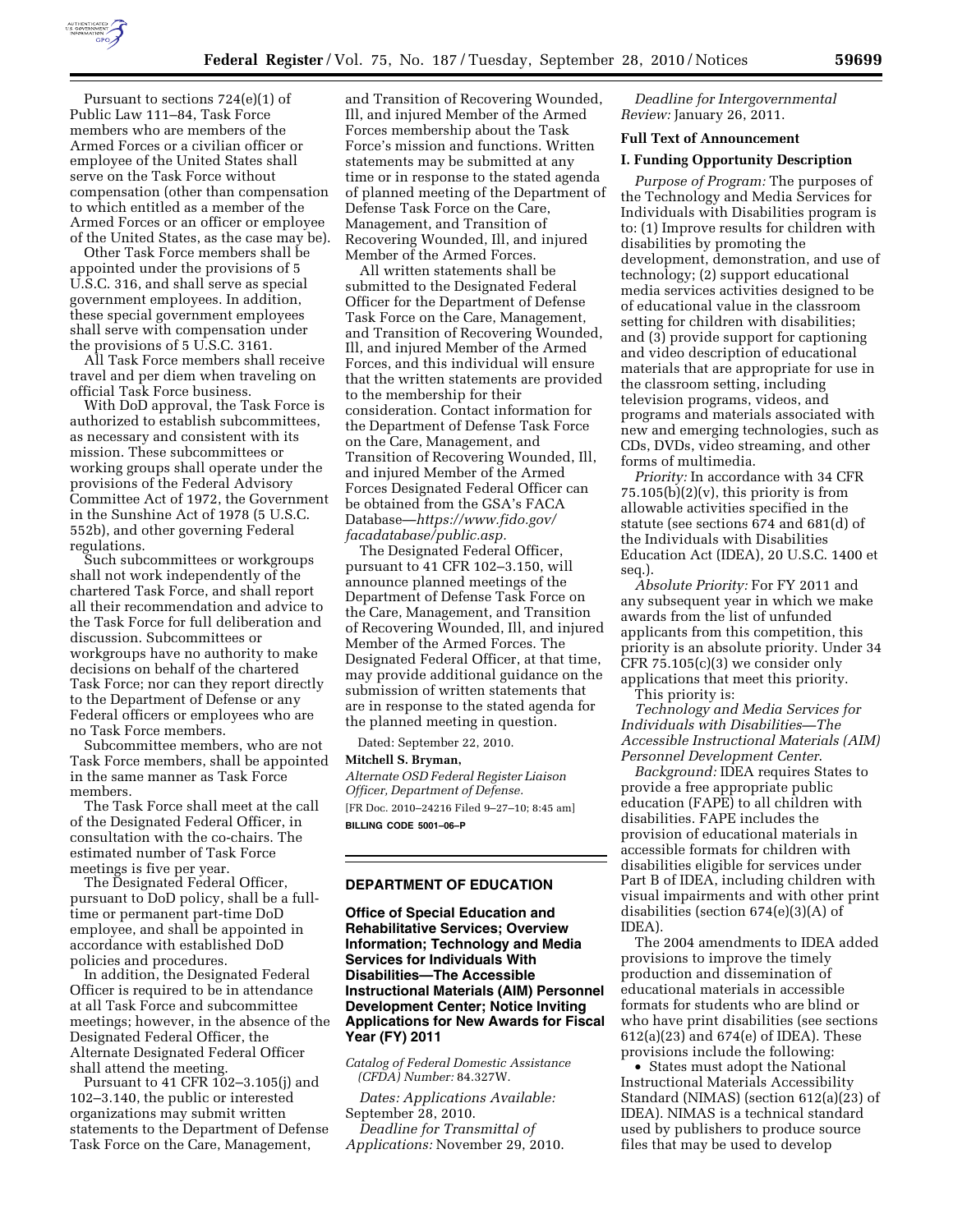Pursuant to sections 724(e)(1) of Public Law 111–84, Task Force members who are members of the Armed Forces or a civilian officer or employee of the United States shall serve on the Task Force without compensation (other than compensation to which entitled as a member of the Armed Forces or an officer or employee of the United States, as the case may be).

Other Task Force members shall be appointed under the provisions of 5 U.S.C. 316, and shall serve as special government employees. In addition, these special government employees shall serve with compensation under the provisions of 5 U.S.C. 3161.

All Task Force members shall receive travel and per diem when traveling on official Task Force business.

With DoD approval, the Task Force is authorized to establish subcommittees, as necessary and consistent with its mission. These subcommittees or working groups shall operate under the provisions of the Federal Advisory Committee Act of 1972, the Government in the Sunshine Act of 1978 (5 U.S.C. 552b), and other governing Federal regulations.

Such subcommittees or workgroups shall not work independently of the chartered Task Force, and shall report all their recommendation and advice to the Task Force for full deliberation and discussion. Subcommittees or workgroups have no authority to make decisions on behalf of the chartered Task Force; nor can they report directly to the Department of Defense or any Federal officers or employees who are no Task Force members.

Subcommittee members, who are not Task Force members, shall be appointed in the same manner as Task Force members.

The Task Force shall meet at the call of the Designated Federal Officer, in consultation with the co-chairs. The estimated number of Task Force meetings is five per year.

The Designated Federal Officer, pursuant to DoD policy, shall be a full-time or permanent part-time DoD employee, and shall be appointed in accordance with established DoD policies and procedures.

In addition, the Designated Federal Officer is required to be in attendance at all Task Force and subcommittee meetings; however, in the absence of the Designated Federal Officer, the Alternate Designated Federal Officer shall attend the meeting.

Pursuant to 41 CFR 102–3.105(j) and 102–3.140, the public or interested organizations may submit written statements to the Department of Defense Task Force on the Care, Management, and Transition of Recovering Wounded, Ill, and injured Member of the Armed Forces membership about the Task Force's mission and functions. Written statements may be submitted at any time or in response to the stated agenda of planned meeting of the Department of Defense Task Force on the Care, Management, and Transition of Recovering Wounded, Ill, and injured Member of the Armed Forces.

All written statements shall be submitted to the Designated Federal Officer for the Department of Defense Task Force on the Care, Management, and Transition of Recovering Wounded, Ill, and injured Member of the Armed Forces, and this individual will ensure that the written statements are provided to the membership for their consideration. Contact information for the Department of Defense Task Force on the Care, Management, and Transition of Recovering Wounded, Ill, and injured Member of the Armed Forces Designated Federal Officer can be obtained from the GSA's FACA Database—*https://www.fido.gov/facadatabase/public.asp.*

The Designated Federal Officer, pursuant to 41 CFR 102–3.150, will announce planned meetings of the Department of Defense Task Force on the Care, Management, and Transition of Recovering Wounded, Ill, and injured Member of the Armed Forces. The Designated Federal Officer, at that time, may provide additional guidance on the submission of written statements that are in response to the stated agenda for the planned meeting in question.

Dated: September 22, 2010.

**Mitchell S. Bryman,**

*Alternate OSD Federal Register Liaison Officer, Department of Defense.*

[FR Doc. 2010–24216 Filed 9–27–10; 8:45 am]

**BILLING CODE 5001–06–P**

## DEPARTMENT OF EDUCATION

### Office of Special Education and Rehabilitative Services; Overview Information; Technology and Media Services for Individuals With Disabilities—The Accessible Instructional Materials (AIM) Personnel Development Center; Notice Inviting Applications for New Awards for Fiscal Year (FY) 2011

*Catalog of Federal Domestic Assistance (CFDA) Number:* 84.327W.

*Dates: Applications Available:* September 28, 2010.

*Deadline for Transmittal of Applications:* November 29, 2010.

*Deadline for Intergovernmental Review:* January 26, 2011.

**Full Text of Announcement**

**I. Funding Opportunity Description**

*Purpose of Program:* The purposes of the Technology and Media Services for Individuals with Disabilities program is to: (1) Improve results for children with disabilities by promoting the development, demonstration, and use of technology; (2) support educational media services activities designed to be of educational value in the classroom setting for children with disabilities; and (3) provide support for captioning and video description of educational materials that are appropriate for use in the classroom setting, including television programs, videos, and programs and materials associated with new and emerging technologies, such as CDs, DVDs, video streaming, and other forms of multimedia.

*Priority:* In accordance with 34 CFR 75.105(b)(2)(v), this priority is from allowable activities specified in the statute (see sections 674 and 681(d) of the Individuals with Disabilities Education Act (IDEA), 20 U.S.C. 1400 et seq.).

*Absolute Priority:* For FY 2011 and any subsequent year in which we make awards from the list of unfunded applicants from this competition, this priority is an absolute priority. Under 34 CFR 75.105(c)(3) we consider only applications that meet this priority.

This priority is:

*Technology and Media Services for Individuals with Disabilities—The Accessible Instructional Materials (AIM) Personnel Development Center.*

*Background:* IDEA requires States to provide a free appropriate public education (FAPE) to all children with disabilities. FAPE includes the provision of educational materials in accessible formats for children with disabilities eligible for services under Part B of IDEA, including children with visual impairments and with other print disabilities (section 674(e)(3)(A) of IDEA).

The 2004 amendments to IDEA added provisions to improve the timely production and dissemination of educational materials in accessible formats for students who are blind or who have print disabilities (see sections 612(a)(23) and 674(e) of IDEA). These provisions include the following:

- States must adopt the National Instructional Materials Accessibility Standard (NIMAS) (section 612(a)(23) of IDEA). NIMAS is a technical standard used by publishers to produce source files that may be used to develop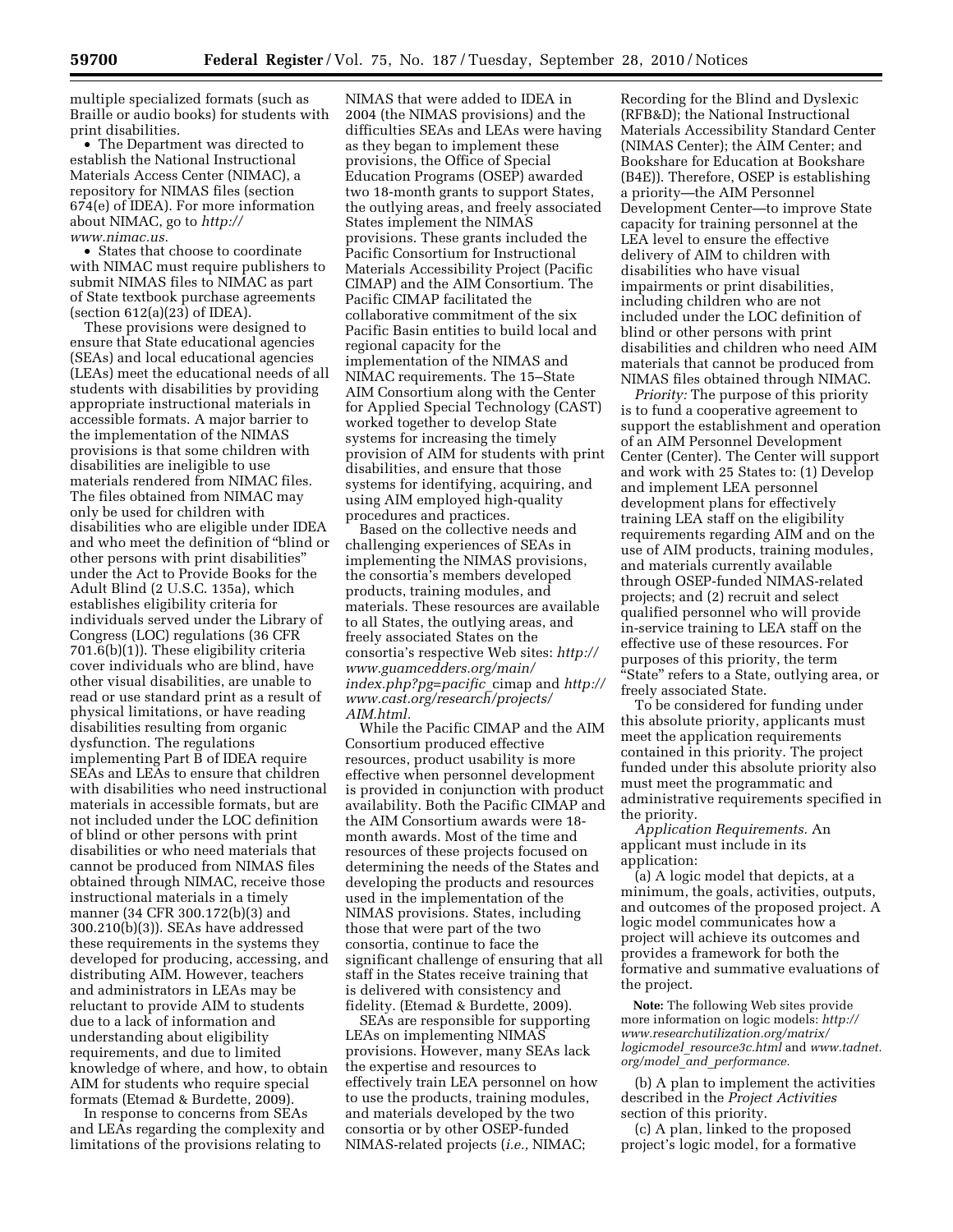multiple specialized formats (such as Braille or audio books) for students with print disabilities.

- The Department was directed to establish the National Instructional Materials Access Center (NIMAC), a repository for NIMAS files (section 674(e) of IDEA). For more information about NIMAC, go to *http://www.nimac.us.*
- States that choose to coordinate with NIMAC must require publishers to submit NIMAS files to NIMAC as part of State textbook purchase agreements (section 612(a)(23) of IDEA).

These provisions were designed to ensure that State educational agencies (SEAs) and local educational agencies (LEAs) meet the educational needs of all students with disabilities by providing appropriate instructional materials in accessible formats. A major barrier to the implementation of the NIMAS provisions is that some children with disabilities are ineligible to use materials rendered from NIMAC files. The files obtained from NIMAC may only be used for children with disabilities who are eligible under IDEA and who meet the definition of "blind or other persons with print disabilities" under the Act to Provide Books for the Adult Blind (2 U.S.C. 135a), which establishes eligibility criteria for individuals served under the Library of Congress (LOC) regulations (36 CFR 701.6(b)(1)). These eligibility criteria cover individuals who are blind, have other visual disabilities, are unable to read or use standard print as a result of physical limitations, or have reading disabilities resulting from organic dysfunction. The regulations implementing Part B of IDEA require SEAs and LEAs to ensure that children with disabilities who need instructional materials in accessible formats, but are not included under the LOC definition of blind or other persons with print disabilities or who need materials that cannot be produced from NIMAS files obtained through NIMAC, receive those instructional materials in a timely manner (34 CFR 300.172(b)(3) and 300.210(b)(3)). SEAs have addressed these requirements in the systems they developed for producing, accessing, and distributing AIM. However, teachers and administrators in LEAs may be reluctant to provide AIM to students due to a lack of information and understanding about eligibility requirements, and due to limited knowledge of where, and how, to obtain AIM for students who require special formats (Etemad & Burdette, 2009).

In response to concerns from SEAs and LEAs regarding the complexity and limitations of the provisions relating to NIMAS that were added to IDEA in 2004 (the NIMAS provisions) and the difficulties SEAs and LEAs were having as they began to implement these provisions, the Office of Special Education Programs (OSEP) awarded two 18-month grants to support States, the outlying areas, and freely associated States implement the NIMAS provisions. These grants included the Pacific Consortium for Instructional Materials Accessibility Project (Pacific CIMAP) and the AIM Consortium. The Pacific CIMAP facilitated the collaborative commitment of the six Pacific Basin entities to build local and regional capacity for the implementation of the NIMAS and NIMAC requirements. The 15–State AIM Consortium along with the Center for Applied Special Technology (CAST) worked together to develop State systems for increasing the timely provision of AIM for students with print disabilities, and ensure that those systems for identifying, acquiring, and using AIM employed high-quality procedures and practices.

Based on the collective needs and challenging experiences of SEAs in implementing the NIMAS provisions, the consortia's members developed products, training modules, and materials. These resources are available to all States, the outlying areas, and freely associated States on the consortia's respective Web sites: *http://www.guamcedders.org/main/index.php?pg=pacific_cimap* and *http://www.cast.org/research/projects/AIM.html.*

While the Pacific CIMAP and the AIM Consortium produced effective resources, product usability is more effective when personnel development is provided in conjunction with product availability. Both the Pacific CIMAP and the AIM Consortium awards were 18-month awards. Most of the time and resources of these projects focused on determining the needs of the States and developing the products and resources used in the implementation of the NIMAS provisions. States, including those that were part of the two consortia, continue to face the significant challenge of ensuring that all staff in the States receive training that is delivered with consistency and fidelity. (Etemad & Burdette, 2009).

SEAs are responsible for supporting LEAs on implementing NIMAS provisions. However, many SEAs lack the expertise and resources to effectively train LEA personnel on how to use the products, training modules, and materials developed by the two consortia or by other OSEP-funded NIMAS-related projects (*i.e.,* NIMAC; Recording for the Blind and Dyslexic (RFB&D); the National Instructional Materials Accessibility Standard Center (NIMAS Center); the AIM Center; and Bookshare for Education at Bookshare (B4E)). Therefore, OSEP is establishing a priority—the AIM Personnel Development Center—to improve State capacity for training personnel at the LEA level to ensure the effective delivery of AIM to children with disabilities who have visual impairments or print disabilities, including children who are not included under the LOC definition of blind or other persons with print disabilities and children who need AIM materials that cannot be produced from NIMAS files obtained through NIMAC.

*Priority:* The purpose of this priority is to fund a cooperative agreement to support the establishment and operation of an AIM Personnel Development Center (Center). The Center will support and work with 25 States to: (1) Develop and implement LEA personnel development plans for effectively training LEA staff on the eligibility requirements regarding AIM and on the use of AIM products, training modules, and materials currently available through OSEP-funded NIMAS-related projects; and (2) recruit and select qualified personnel who will provide in-service training to LEA staff on the effective use of these resources. For purposes of this priority, the term "State" refers to a State, outlying area, or freely associated State.

To be considered for funding under this absolute priority, applicants must meet the application requirements contained in this priority. The project funded under this absolute priority also must meet the programmatic and administrative requirements specified in the priority.

*Application Requirements.* An applicant must include in its application:

(a) A logic model that depicts, at a minimum, the goals, activities, outputs, and outcomes of the proposed project. A logic model communicates how a project will achieve its outcomes and provides a framework for both the formative and summative evaluations of the project.

**Note:** The following Web sites provide more information on logic models: *http://www.researchutilization.org/matrix/logicmodel_resource3c.html* and *www.tadnet.org/model_and_performance.*

(b) A plan to implement the activities described in the *Project Activities* section of this priority.

(c) A plan, linked to the proposed project's logic model, for a formative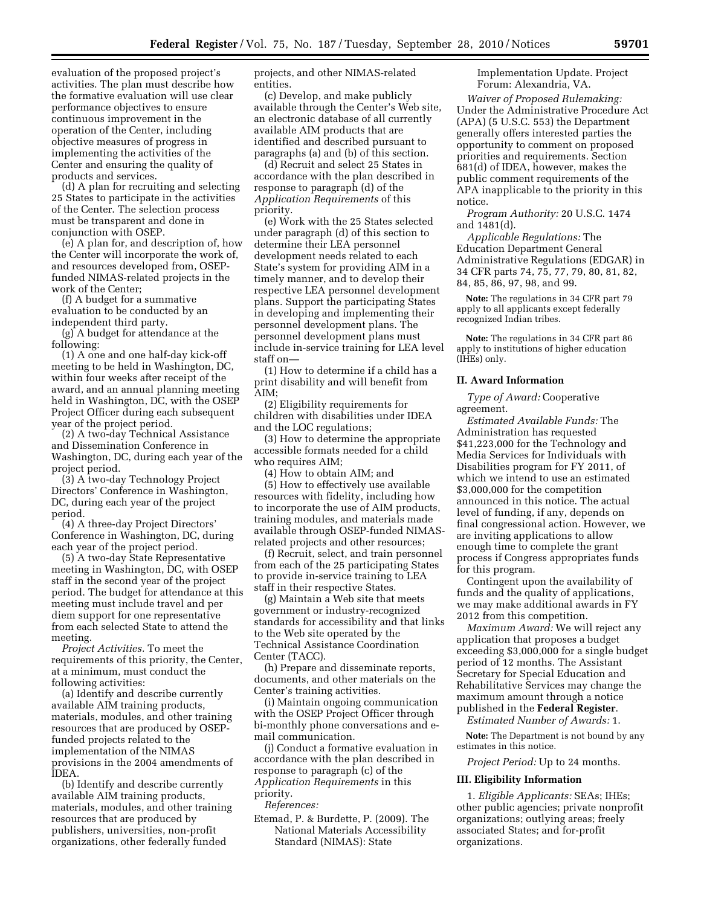evaluation of the proposed project's activities. The plan must describe how the formative evaluation will use clear performance objectives to ensure continuous improvement in the operation of the Center, including objective measures of progress in implementing the activities of the Center and ensuring the quality of products and services.

(d) A plan for recruiting and selecting 25 States to participate in the activities of the Center. The selection process must be transparent and done in conjunction with OSEP.

(e) A plan for, and description of, how the Center will incorporate the work of, and resources developed from, OSEP-funded NIMAS-related projects in the work of the Center;

(f) A budget for a summative evaluation to be conducted by an independent third party.

(g) A budget for attendance at the following:

(1) A one and one half-day kick-off meeting to be held in Washington, DC, within four weeks after receipt of the award, and an annual planning meeting held in Washington, DC, with the OSEP Project Officer during each subsequent year of the project period.

(2) A two-day Technical Assistance and Dissemination Conference in Washington, DC, during each year of the project period.

(3) A two-day Technology Project Directors' Conference in Washington, DC, during each year of the project period.

(4) A three-day Project Directors' Conference in Washington, DC, during each year of the project period.

(5) A two-day State Representative meeting in Washington, DC, with OSEP staff in the second year of the project period. The budget for attendance at this meeting must include travel and per diem support for one representative from each selected State to attend the meeting.

*Project Activities.* To meet the requirements of this priority, the Center, at a minimum, must conduct the following activities:

(a) Identify and describe currently available AIM training products, materials, modules, and other training resources that are produced by OSEP-funded projects related to the implementation of the NIMAS provisions in the 2004 amendments of IDEA.

(b) Identify and describe currently available AIM training products, materials, modules, and other training resources that are produced by publishers, universities, non-profit organizations, other federally funded projects, and other NIMAS-related entities.

(c) Develop, and make publicly available through the Center's Web site, an electronic database of all currently available AIM products that are identified and described pursuant to paragraphs (a) and (b) of this section.

(d) Recruit and select 25 States in accordance with the plan described in response to paragraph (d) of the *Application Requirements* of this priority.

(e) Work with the 25 States selected under paragraph (d) of this section to determine their LEA personnel development needs related to each State's system for providing AIM in a timely manner, and to develop their respective LEA personnel development plans. Support the participating States in developing and implementing their personnel development plans. The personnel development plans must include in-service training for LEA level staff on—

(1) How to determine if a child has a print disability and will benefit from AIM;

(2) Eligibility requirements for children with disabilities under IDEA and the LOC regulations;

(3) How to determine the appropriate accessible formats needed for a child who requires AIM;

(4) How to obtain AIM; and

(5) How to effectively use available resources with fidelity, including how to incorporate the use of AIM products, training modules, and materials made available through OSEP-funded NIMAS-related projects and other resources;

(f) Recruit, select, and train personnel from each of the 25 participating States to provide in-service training to LEA staff in their respective States.

(g) Maintain a Web site that meets government or industry-recognized standards for accessibility and that links to the Web site operated by the Technical Assistance Coordination Center (TACC).

(h) Prepare and disseminate reports, documents, and other materials on the Center's training activities.

(i) Maintain ongoing communication with the OSEP Project Officer through bi-monthly phone conversations and e-mail communication.

(j) Conduct a formative evaluation in accordance with the plan described in response to paragraph (c) of the *Application Requirements* in this priority.

*References:*

Etemad, P. & Burdette, P. (2009). The National Materials Accessibility Standard (NIMAS): State Implementation Update. Project Forum: Alexandria, VA.

*Waiver of Proposed Rulemaking:* Under the Administrative Procedure Act (APA) (5 U.S.C. 553) the Department generally offers interested parties the opportunity to comment on proposed priorities and requirements. Section 681(d) of IDEA, however, makes the public comment requirements of the APA inapplicable to the priority in this notice.

*Program Authority:* 20 U.S.C. 1474 and 1481(d).

*Applicable Regulations:* The Education Department General Administrative Regulations (EDGAR) in 34 CFR parts 74, 75, 77, 79, 80, 81, 82, 84, 85, 86, 97, 98, and 99.

**Note:** The regulations in 34 CFR part 79 apply to all applicants except federally recognized Indian tribes.

**Note:** The regulations in 34 CFR part 86 apply to institutions of higher education (IHEs) only.

## II. Award Information

*Type of Award:* Cooperative agreement.

*Estimated Available Funds:* The Administration has requested $41,223,000 for the Technology and Media Services for Individuals with Disabilities program for FY 2011, of which we intend to use an estimated $3,000,000 for the competition announced in this notice. The actual level of funding, if any, depends on final congressional action. However, we are inviting applications to allow enough time to complete the grant process if Congress appropriates funds for this program.

Contingent upon the availability of funds and the quality of applications, we may make additional awards in FY 2012 from this competition.

*Maximum Award:* We will reject any application that proposes a budget exceeding $3,000,000 for a single budget period of 12 months. The Assistant Secretary for Special Education and Rehabilitative Services may change the maximum amount through a notice published in the **Federal Register**.

*Estimated Number of Awards:* 1.

**Note:** The Department is not bound by any estimates in this notice.

*Project Period:* Up to 24 months.

## III. Eligibility Information

1. *Eligible Applicants:* SEAs; IHEs; other public agencies; private nonprofit organizations; outlying areas; freely associated States; and for-profit organizations.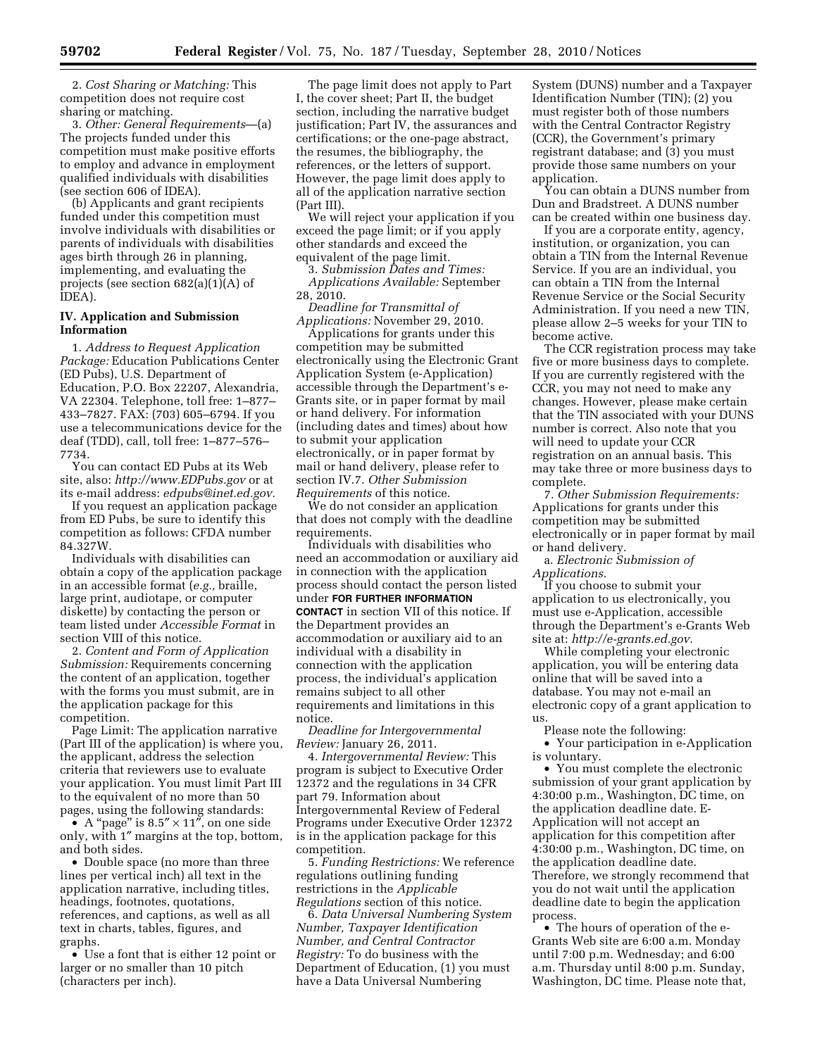2. *Cost Sharing or Matching:* This competition does not require cost sharing or matching.

3. *Other: General Requirements*—(a) The projects funded under this competition must make positive efforts to employ and advance in employment qualified individuals with disabilities (see section 606 of IDEA).

(b) Applicants and grant recipients funded under this competition must involve individuals with disabilities or parents of individuals with disabilities ages birth through 26 in planning, implementing, and evaluating the projects (see section 682(a)(1)(A) of IDEA).

## IV. Application and Submission Information

1. *Address to Request Application Package:* Education Publications Center (ED Pubs), U.S. Department of Education, P.O. Box 22207, Alexandria, VA 22304. Telephone, toll free: 1–877–433–7827. FAX: (703) 605–6794. If you use a telecommunications device for the deaf (TDD), call, toll free: 1–877–576–7734.

You can contact ED Pubs at its Web site, also: *http://www.EDPubs.gov* or at its e-mail address: *edpubs@inet.ed.gov.*

If you request an application package from ED Pubs, be sure to identify this competition as follows: CFDA number 84.327W.

Individuals with disabilities can obtain a copy of the application package in an accessible format (*e.g.,* braille, large print, audiotape, or computer diskette) by contacting the person or team listed under *Accessible Format* in section VIII of this notice.

2. *Content and Form of Application Submission:* Requirements concerning the content of an application, together with the forms you must submit, are in the application package for this competition.

Page Limit: The application narrative (Part III of the application) is where you, the applicant, address the selection criteria that reviewers use to evaluate your application. You must limit Part III to the equivalent of no more than 50 pages, using the following standards:

- A "page" is 8.5″ × 11″, on one side only, with 1″ margins at the top, bottom, and both sides.
- Double space (no more than three lines per vertical inch) all text in the application narrative, including titles, headings, footnotes, quotations, references, and captions, as well as all text in charts, tables, figures, and graphs.
- Use a font that is either 12 point or larger or no smaller than 10 pitch (characters per inch).

The page limit does not apply to Part I, the cover sheet; Part II, the budget section, including the narrative budget justification; Part IV, the assurances and certifications; or the one-page abstract, the resumes, the bibliography, the references, or the letters of support. However, the page limit does apply to all of the application narrative section (Part III).

We will reject your application if you exceed the page limit; or if you apply other standards and exceed the equivalent of the page limit.

3. *Submission Dates and Times:*
*Applications Available:* September 28, 2010.

*Deadline for Transmittal of Applications:* November 29, 2010.

Applications for grants under this competition may be submitted electronically using the Electronic Grant Application System (e-Application) accessible through the Department's e-Grants site, or in paper format by mail or hand delivery. For information (including dates and times) about how to submit your application electronically, or in paper format by mail or hand delivery, please refer to section IV.7. *Other Submission Requirements* of this notice.

We do not consider an application that does not comply with the deadline requirements.

Individuals with disabilities who need an accommodation or auxiliary aid in connection with the application process should contact the person listed under **FOR FURTHER INFORMATION CONTACT** in section VII of this notice. If the Department provides an accommodation or auxiliary aid to an individual with a disability in connection with the application process, the individual's application remains subject to all other requirements and limitations in this notice.

*Deadline for Intergovernmental Review:* January 26, 2011.

4. *Intergovernmental Review:* This program is subject to Executive Order 12372 and the regulations in 34 CFR part 79. Information about Intergovernmental Review of Federal Programs under Executive Order 12372 is in the application package for this competition.

5. *Funding Restrictions:* We reference regulations outlining funding restrictions in the *Applicable Regulations* section of this notice.

6. *Data Universal Numbering System Number, Taxpayer Identification Number, and Central Contractor Registry:* To do business with the Department of Education, (1) you must have a Data Universal Numbering System (DUNS) number and a Taxpayer Identification Number (TIN); (2) you must register both of those numbers with the Central Contractor Registry (CCR), the Government's primary registrant database; and (3) you must provide those same numbers on your application.

You can obtain a DUNS number from Dun and Bradstreet. A DUNS number can be created within one business day.

If you are a corporate entity, agency, institution, or organization, you can obtain a TIN from the Internal Revenue Service. If you are an individual, you can obtain a TIN from the Internal Revenue Service or the Social Security Administration. If you need a new TIN, please allow 2–5 weeks for your TIN to become active.

The CCR registration process may take five or more business days to complete. If you are currently registered with the CCR, you may not need to make any changes. However, please make certain that the TIN associated with your DUNS number is correct. Also note that you will need to update your CCR registration on an annual basis. This may take three or more business days to complete.

7. *Other Submission Requirements:* Applications for grants under this competition may be submitted electronically or in paper format by mail or hand delivery.

a. *Electronic Submission of Applications.*

If you choose to submit your application to us electronically, you must use e-Application, accessible through the Department's e-Grants Web site at: *http://e-grants.ed.gov.*

While completing your electronic application, you will be entering data online that will be saved into a database. You may not e-mail an electronic copy of a grant application to us.

Please note the following:

- Your participation in e-Application is voluntary.
- You must complete the electronic submission of your grant application by 4:30:00 p.m., Washington, DC time, on the application deadline date. E-Application will not accept an application for this competition after 4:30:00 p.m., Washington, DC time, on the application deadline date. Therefore, we strongly recommend that you do not wait until the application deadline date to begin the application process.
- The hours of operation of the e-Grants Web site are 6:00 a.m. Monday until 7:00 p.m. Wednesday; and 6:00 a.m. Thursday until 8:00 p.m. Sunday, Washington, DC time. Please note that,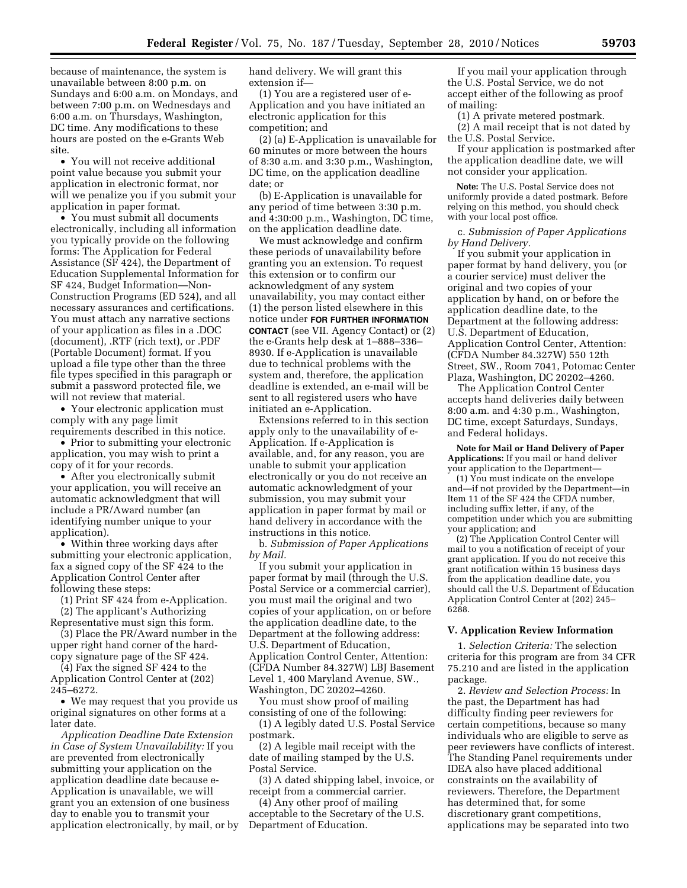because of maintenance, the system is unavailable between 8:00 p.m. on Sundays and 6:00 a.m. on Mondays, and between 7:00 p.m. on Wednesdays and 6:00 a.m. on Thursdays, Washington, DC time. Any modifications to these hours are posted on the e-Grants Web site.

- You will not receive additional point value because you submit your application in electronic format, nor will we penalize you if you submit your application in paper format.
- You must submit all documents electronically, including all information you typically provide on the following forms: The Application for Federal Assistance (SF 424), the Department of Education Supplemental Information for SF 424, Budget Information—Non-Construction Programs (ED 524), and all necessary assurances and certifications. You must attach any narrative sections of your application as files in a .DOC (document), .RTF (rich text), or .PDF (Portable Document) format. If you upload a file type other than the three file types specified in this paragraph or submit a password protected file, we will not review that material.
- Your electronic application must comply with any page limit requirements described in this notice.
- Prior to submitting your electronic application, you may wish to print a copy of it for your records.
- After you electronically submit your application, you will receive an automatic acknowledgment that will include a PR/Award number (an identifying number unique to your application).
- Within three working days after submitting your electronic application, fax a signed copy of the SF 424 to the Application Control Center after following these steps:

(1) Print SF 424 from e-Application.

(2) The applicant's Authorizing Representative must sign this form.

(3) Place the PR/Award number in the upper right hand corner of the hard-copy signature page of the SF 424.

(4) Fax the signed SF 424 to the Application Control Center at (202) 245–6272.

- We may request that you provide us original signatures on other forms at a later date.

*Application Deadline Date Extension in Case of System Unavailability:* If you are prevented from electronically submitting your application on the application deadline date because e-Application is unavailable, we will grant you an extension of one business day to enable you to transmit your application electronically, by mail, or by hand delivery. We will grant this extension if—

(1) You are a registered user of e-Application and you have initiated an electronic application for this competition; and

(2) (a) E-Application is unavailable for 60 minutes or more between the hours of 8:30 a.m. and 3:30 p.m., Washington, DC time, on the application deadline date; or

(b) E-Application is unavailable for any period of time between 3:30 p.m. and 4:30:00 p.m., Washington, DC time, on the application deadline date.

We must acknowledge and confirm these periods of unavailability before granting you an extension. To request this extension or to confirm our acknowledgment of any system unavailability, you may contact either (1) the person listed elsewhere in this notice under **FOR FURTHER INFORMATION CONTACT** (see VII. Agency Contact) or (2) the e-Grants help desk at 1–888–336–8930. If e-Application is unavailable due to technical problems with the system and, therefore, the application deadline is extended, an e-mail will be sent to all registered users who have initiated an e-Application.

Extensions referred to in this section apply only to the unavailability of e-Application. If e-Application is available, and, for any reason, you are unable to submit your application electronically or you do not receive an automatic acknowledgment of your submission, you may submit your application in paper format by mail or hand delivery in accordance with the instructions in this notice.

b. *Submission of Paper Applications by Mail.*

If you submit your application in paper format by mail (through the U.S. Postal Service or a commercial carrier), you must mail the original and two copies of your application, on or before the application deadline date, to the Department at the following address: U.S. Department of Education, Application Control Center, Attention: (CFDA Number 84.327W) LBJ Basement Level 1, 400 Maryland Avenue, SW., Washington, DC 20202–4260.

You must show proof of mailing consisting of one of the following:

(1) A legibly dated U.S. Postal Service postmark.

(2) A legible mail receipt with the date of mailing stamped by the U.S. Postal Service.

(3) A dated shipping label, invoice, or receipt from a commercial carrier.

(4) Any other proof of mailing acceptable to the Secretary of the U.S. Department of Education.

If you mail your application through the U.S. Postal Service, we do not accept either of the following as proof of mailing:

(1) A private metered postmark.

(2) A mail receipt that is not dated by the U.S. Postal Service.

If your application is postmarked after the application deadline date, we will not consider your application.

**Note:** The U.S. Postal Service does not uniformly provide a dated postmark. Before relying on this method, you should check with your local post office.

c. *Submission of Paper Applications by Hand Delivery.*

If you submit your application in paper format by hand delivery, you (or a courier service) must deliver the original and two copies of your application by hand, on or before the application deadline date, to the Department at the following address: U.S. Department of Education, Application Control Center, Attention: (CFDA Number 84.327W) 550 12th Street, SW., Room 7041, Potomac Center Plaza, Washington, DC 20202–4260.

The Application Control Center accepts hand deliveries daily between 8:00 a.m. and 4:30 p.m., Washington, DC time, except Saturdays, Sundays, and Federal holidays.

**Note for Mail or Hand Delivery of Paper Applications:** If you mail or hand deliver your application to the Department—

(1) You must indicate on the envelope and—if not provided by the Department—in Item 11 of the SF 424 the CFDA number, including suffix letter, if any, of the competition under which you are submitting your application; and

(2) The Application Control Center will mail to you a notification of receipt of your grant application. If you do not receive this grant notification within 15 business days from the application deadline date, you should call the U.S. Department of Education Application Control Center at (202) 245–6288.

## V. Application Review Information

1. *Selection Criteria:* The selection criteria for this program are from 34 CFR 75.210 and are listed in the application package.

2. *Review and Selection Process:* In the past, the Department has had difficulty finding peer reviewers for certain competitions, because so many individuals who are eligible to serve as peer reviewers have conflicts of interest. The Standing Panel requirements under IDEA also have placed additional constraints on the availability of reviewers. Therefore, the Department has determined that, for some discretionary grant competitions, applications may be separated into two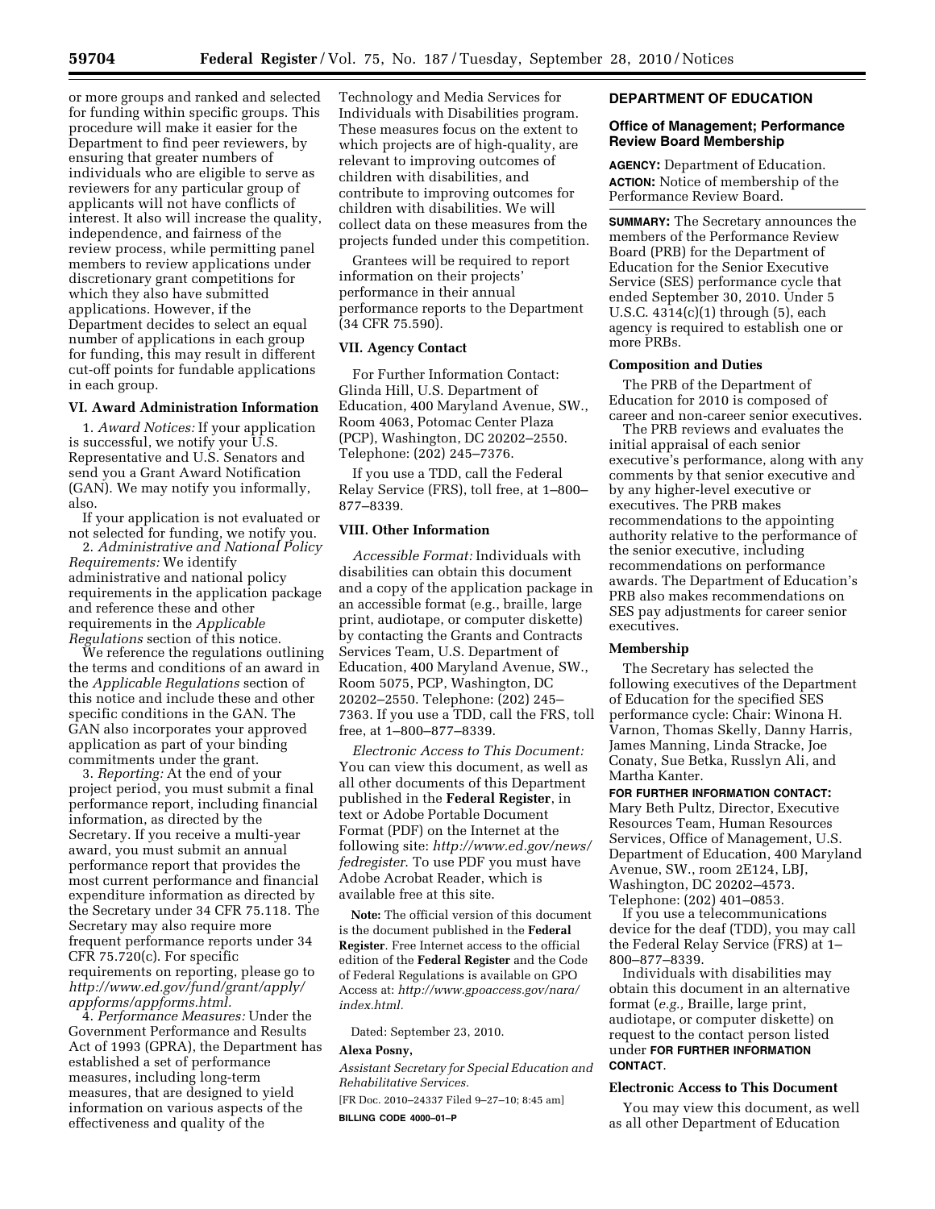or more groups and ranked and selected for funding within specific groups. This procedure will make it easier for the Department to find peer reviewers, by ensuring that greater numbers of individuals who are eligible to serve as reviewers for any particular group of applicants will not have conflicts of interest. It also will increase the quality, independence, and fairness of the review process, while permitting panel members to review applications under discretionary grant competitions for which they also have submitted applications. However, if the Department decides to select an equal number of applications in each group for funding, this may result in different cut-off points for fundable applications in each group.

### VI. Award Administration Information

1. *Award Notices:* If your application is successful, we notify your U.S. Representative and U.S. Senators and send you a Grant Award Notification (GAN). We may notify you informally, also.

If your application is not evaluated or not selected for funding, we notify you.

2. *Administrative and National Policy Requirements:* We identify administrative and national policy requirements in the application package and reference these and other requirements in the *Applicable Regulations* section of this notice.

We reference the regulations outlining the terms and conditions of an award in the *Applicable Regulations* section of this notice and include these and other specific conditions in the GAN. The GAN also incorporates your approved application as part of your binding commitments under the grant.

3. *Reporting:* At the end of your project period, you must submit a final performance report, including financial information, as directed by the Secretary. If you receive a multi-year award, you must submit an annual performance report that provides the most current performance and financial expenditure information as directed by the Secretary under 34 CFR 75.118. The Secretary may also require more frequent performance reports under 34 CFR 75.720(c). For specific requirements on reporting, please go to *http://www.ed.gov/fund/grant/apply/appforms/appforms.html.*

4. *Performance Measures:* Under the Government Performance and Results Act of 1993 (GPRA), the Department has established a set of performance measures, including long-term measures, that are designed to yield information on various aspects of the effectiveness and quality of the Technology and Media Services for Individuals with Disabilities program. These measures focus on the extent to which projects are of high-quality, are relevant to improving outcomes of children with disabilities, and contribute to improving outcomes for children with disabilities. We will collect data on these measures from the projects funded under this competition.

Grantees will be required to report information on their projects' performance in their annual performance reports to the Department (34 CFR 75.590).

### VII. Agency Contact

For Further Information Contact: Glinda Hill, U.S. Department of Education, 400 Maryland Avenue, SW., Room 4063, Potomac Center Plaza (PCP), Washington, DC 20202–2550. Telephone: (202) 245–7376.

If you use a TDD, call the Federal Relay Service (FRS), toll free, at 1–800–877–8339.

### VIII. Other Information

*Accessible Format:* Individuals with disabilities can obtain this document and a copy of the application package in an accessible format (e.g., braille, large print, audiotape, or computer diskette) by contacting the Grants and Contracts Services Team, U.S. Department of Education, 400 Maryland Avenue, SW., Room 5075, PCP, Washington, DC 20202–2550. Telephone: (202) 245–7363. If you use a TDD, call the FRS, toll free, at 1–800–877–8339.

*Electronic Access to This Document:* You can view this document, as well as all other documents of this Department published in the **Federal Register**, in text or Adobe Portable Document Format (PDF) on the Internet at the following site: *http://www.ed.gov/news/fedregister*. To use PDF you must have Adobe Acrobat Reader, which is available free at this site.

**Note:** The official version of this document is the document published in the **Federal Register**. Free Internet access to the official edition of the **Federal Register** and the Code of Federal Regulations is available on GPO Access at: *http://www.gpoaccess.gov/nara/index.html.*

Dated: September 23, 2010.

**Alexa Posny,**

*Assistant Secretary for Special Education and Rehabilitative Services.*

[FR Doc. 2010–24337 Filed 9–27–10; 8:45 am]

**BILLING CODE 4000–01–P**

## DEPARTMENT OF EDUCATION

### Office of Management; Performance Review Board Membership

**AGENCY:** Department of Education.

**ACTION:** Notice of membership of the Performance Review Board.

**SUMMARY:** The Secretary announces the members of the Performance Review Board (PRB) for the Department of Education for the Senior Executive Service (SES) performance cycle that ended September 30, 2010. Under 5 U.S.C. 4314(c)(1) through (5), each agency is required to establish one or more PRBs.

#### Composition and Duties

The PRB of the Department of Education for 2010 is composed of career and non-career senior executives.

The PRB reviews and evaluates the initial appraisal of each senior executive's performance, along with any comments by that senior executive and by any higher-level executive or executives. The PRB makes recommendations to the appointing authority relative to the performance of the senior executive, including recommendations on performance awards. The Department of Education's PRB also makes recommendations on SES pay adjustments for career senior executives.

#### Membership

The Secretary has selected the following executives of the Department of Education for the specified SES performance cycle: Chair: Winona H. Varnon, Thomas Skelly, Danny Harris, James Manning, Linda Stracke, Joe Conaty, Sue Betka, Russlyn Ali, and Martha Kanter.

**FOR FURTHER INFORMATION CONTACT:** Mary Beth Pultz, Director, Executive Resources Team, Human Resources Services, Office of Management, U.S. Department of Education, 400 Maryland Avenue, SW., room 2E124, LBJ, Washington, DC 20202–4573. Telephone: (202) 401–0853.

If you use a telecommunications device for the deaf (TDD), you may call the Federal Relay Service (FRS) at 1–800–877–8339.

Individuals with disabilities may obtain this document in an alternative format (*e.g.,* Braille, large print, audiotape, or computer diskette) on request to the contact person listed under **FOR FURTHER INFORMATION CONTACT**.

#### Electronic Access to This Document

You may view this document, as well as all other Department of Education